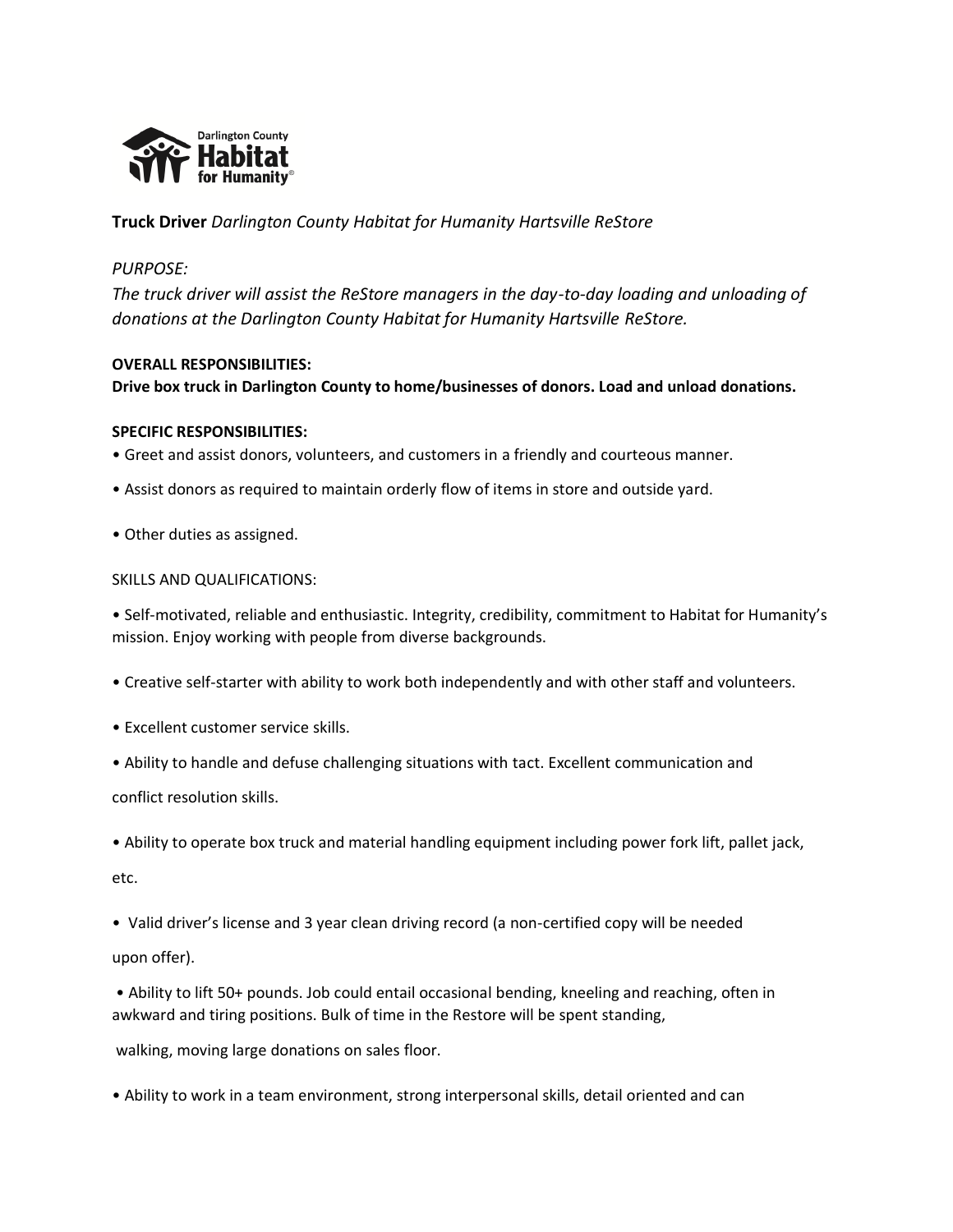Darlington County Habitat for Humanity

**Truck Driver** *Darlington County Habitat for Humanity Hartsville ReStore*

*PURPOSE:*

*The truck driver will assist the ReStore managers in the day-to-day loading and unloading of donations at the Darlington County Habitat for Humanity Hartsville ReStore.*

**OVERALL RESPONSIBILITIES:**

**Drive box truck in Darlington County to home/businesses of donors. Load and unload donations.**

**SPECIFIC RESPONSIBILITIES:**

- Greet and assist donors, volunteers, and customers in a friendly and courteous manner.
- Assist donors as required to maintain orderly flow of items in store and outside yard.
- Other duties as assigned.

SKILLS AND QUALIFICATIONS:

- Self-motivated, reliable and enthusiastic. Integrity, credibility, commitment to Habitat for Humanity's mission. Enjoy working with people from diverse backgrounds.
- Creative self-starter with ability to work both independently and with other staff and volunteers.
- Excellent customer service skills.
- Ability to handle and defuse challenging situations with tact. Excellent communication and conflict resolution skills.
- Ability to operate box truck and material handling equipment including power fork lift, pallet jack, etc.
- Valid driver's license and 3 year clean driving record (a non-certified copy will be needed upon offer).
- Ability to lift 50+ pounds. Job could entail occasional bending, kneeling and reaching, often in awkward and tiring positions. Bulk of time in the Restore will be spent standing, walking, moving large donations on sales floor.
- Ability to work in a team environment, strong interpersonal skills, detail oriented and can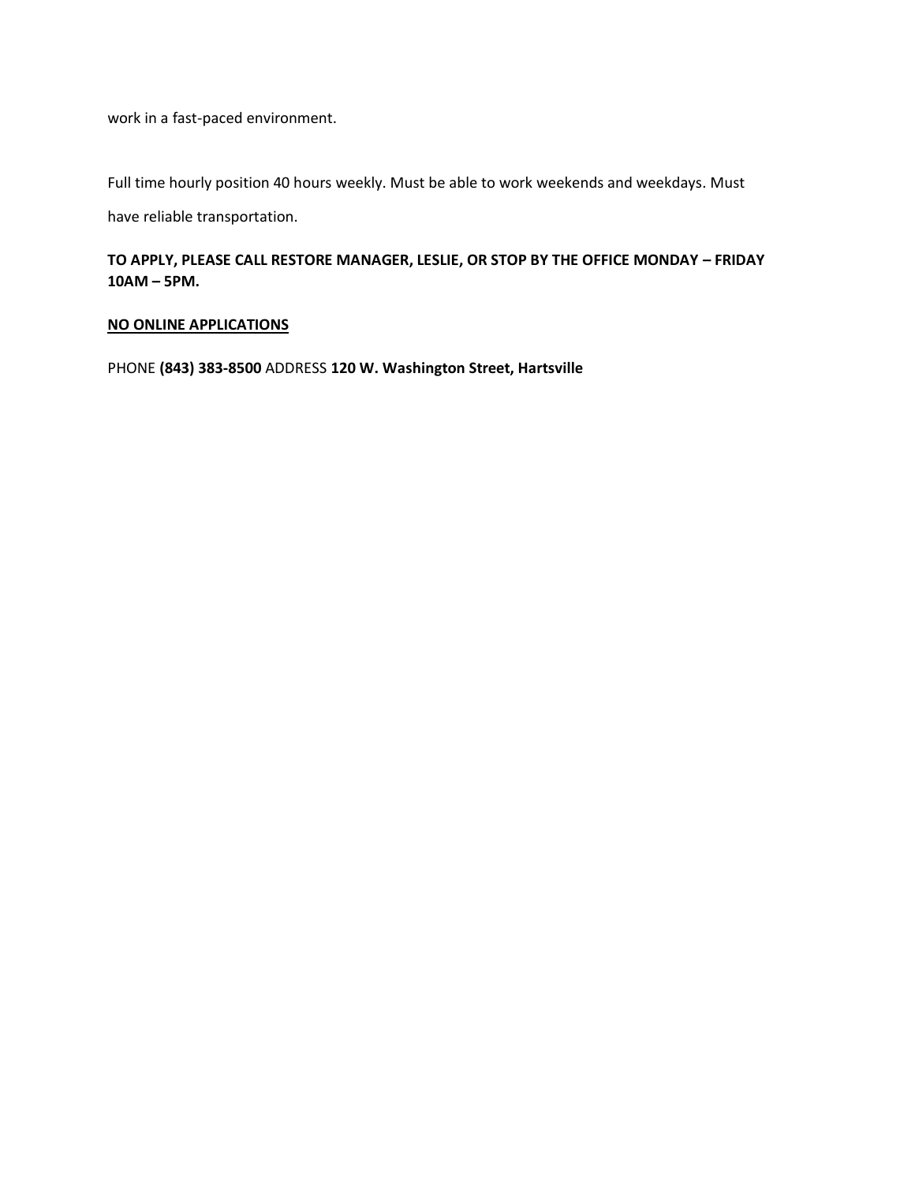work in a fast-paced environment.

Full time hourly position 40 hours weekly. Must be able to work weekends and weekdays. Must have reliable transportation.

**TO APPLY, PLEASE CALL RESTORE MANAGER, LESLIE, OR STOP BY THE OFFICE MONDAY – FRIDAY 10AM – 5PM.**

<u>**NO ONLINE APPLICATIONS**</u>

PHONE **(843) 383-8500** ADDRESS **120 W. Washington Street, Hartsville**